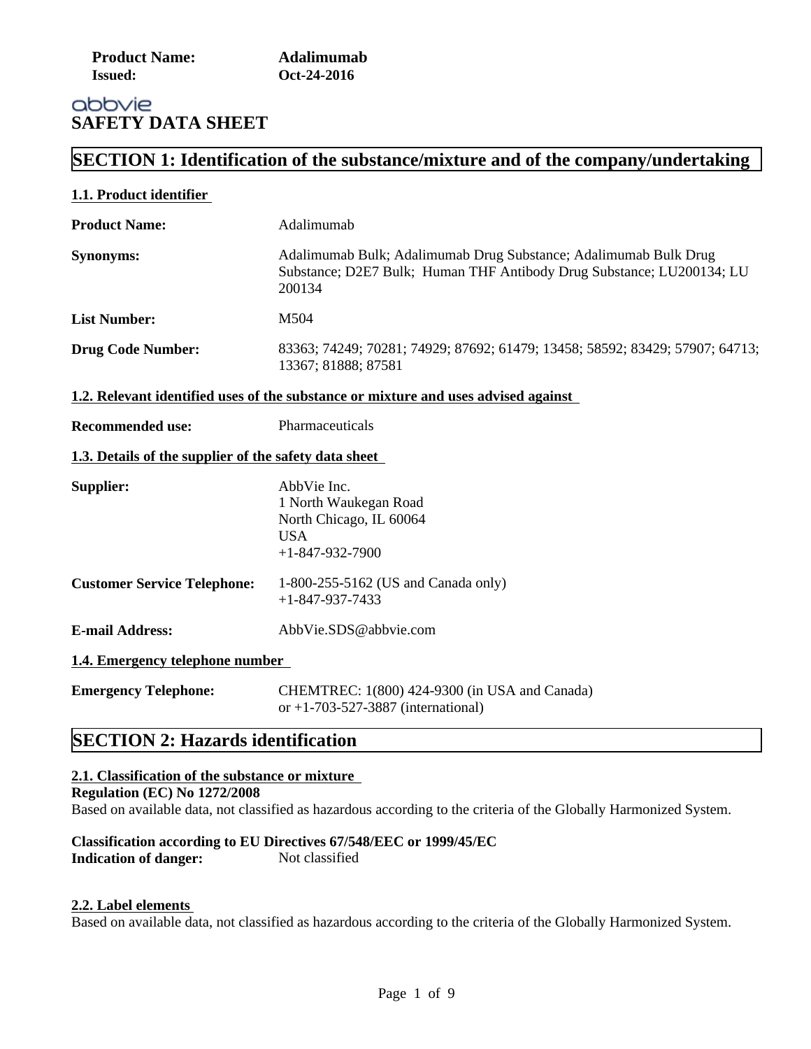**Product Name:** Adalimumab
**Issued:** Oct-24-2016

abbvie

# SAFETY DATA SHEET

## SECTION 1: Identification of the substance/mixture and of the company/undertaking

### 1.1. Product identifier

**Product Name:** Adalimumab

**Synonyms:** Adalimumab Bulk; Adalimumab Drug Substance; Adalimumab Bulk Drug Substance; D2E7 Bulk; Human THF Antibody Drug Substance; LU200134; LU 200134

**List Number:** M504

**Drug Code Number:** 83363; 74249; 70281; 74929; 87692; 61479; 13458; 58592; 83429; 57907; 64713; 13367; 81888; 87581

### 1.2. Relevant identified uses of the substance or mixture and uses advised against

**Recommended use:** Pharmaceuticals

### 1.3. Details of the supplier of the safety data sheet

**Supplier:** AbbVie Inc.
1 North Waukegan Road
North Chicago, IL 60064
USA
+1-847-932-7900

**Customer Service Telephone:** 1-800-255-5162 (US and Canada only)
+1-847-937-7433

**E-mail Address:** AbbVie.SDS@abbvie.com

### 1.4. Emergency telephone number

**Emergency Telephone:** CHEMTREC: 1(800) 424-9300 (in USA and Canada)
or +1-703-527-3887 (international)

## SECTION 2: Hazards identification

### 2.1. Classification of the substance or mixture

**Regulation (EC) No 1272/2008**
Based on available data, not classified as hazardous according to the criteria of the Globally Harmonized System.

**Classification according to EU Directives 67/548/EEC or 1999/45/EC**
**Indication of danger:** Not classified

### 2.2. Label elements

Based on available data, not classified as hazardous according to the criteria of the Globally Harmonized System.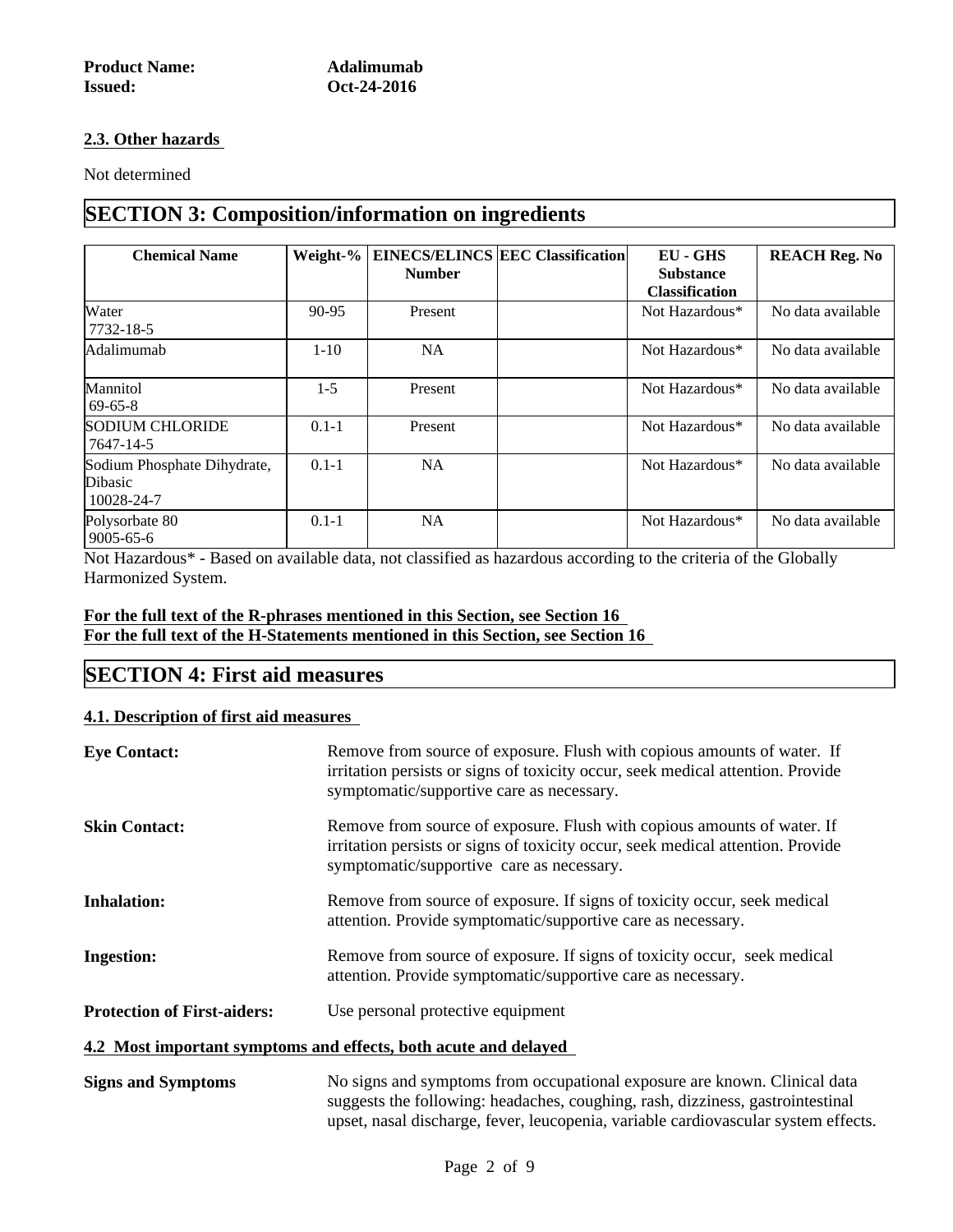**Product Name:** Adalimumab
**Issued:** Oct-24-2016

### 2.3. Other hazards

Not determined

## SECTION 3: Composition/information on ingredients

| Chemical Name | Weight-% | EINECS/ELINCS Number | EEC Classification | EU - GHS Substance Classification | REACH Reg. No |
|---|---|---|---|---|---|
| Water 7732-18-5 | 90-95 | Present | | Not Hazardous* | No data available |
| Adalimumab | 1-10 | NA | | Not Hazardous* | No data available |
| Mannitol 69-65-8 | 1-5 | Present | | Not Hazardous* | No data available |
| SODIUM CHLORIDE 7647-14-5 | 0.1-1 | Present | | Not Hazardous* | No data available |
| Sodium Phosphate Dihydrate, Dibasic 10028-24-7 | 0.1-1 | NA | | Not Hazardous* | No data available |
| Polysorbate 80 9005-65-6 | 0.1-1 | NA | | Not Hazardous* | No data available |

Not Hazardous* - Based on available data, not classified as hazardous according to the criteria of the Globally Harmonized System.

**For the full text of the R-phrases mentioned in this Section, see Section 16**
**For the full text of the H-Statements mentioned in this Section, see Section 16**

## SECTION 4: First aid measures

### 4.1. Description of first aid measures

**Eye Contact:** Remove from source of exposure. Flush with copious amounts of water. If irritation persists or signs of toxicity occur, seek medical attention. Provide symptomatic/supportive care as necessary.

**Skin Contact:** Remove from source of exposure. Flush with copious amounts of water. If irritation persists or signs of toxicity occur, seek medical attention. Provide symptomatic/supportive care as necessary.

**Inhalation:** Remove from source of exposure. If signs of toxicity occur, seek medical attention. Provide symptomatic/supportive care as necessary.

**Ingestion:** Remove from source of exposure. If signs of toxicity occur, seek medical attention. Provide symptomatic/supportive care as necessary.

**Protection of First-aiders:** Use personal protective equipment

### 4.2 Most important symptoms and effects, both acute and delayed

**Signs and Symptoms** No signs and symptoms from occupational exposure are known. Clinical data suggests the following: headaches, coughing, rash, dizziness, gastrointestinal upset, nasal discharge, fever, leucopenia, variable cardiovascular system effects.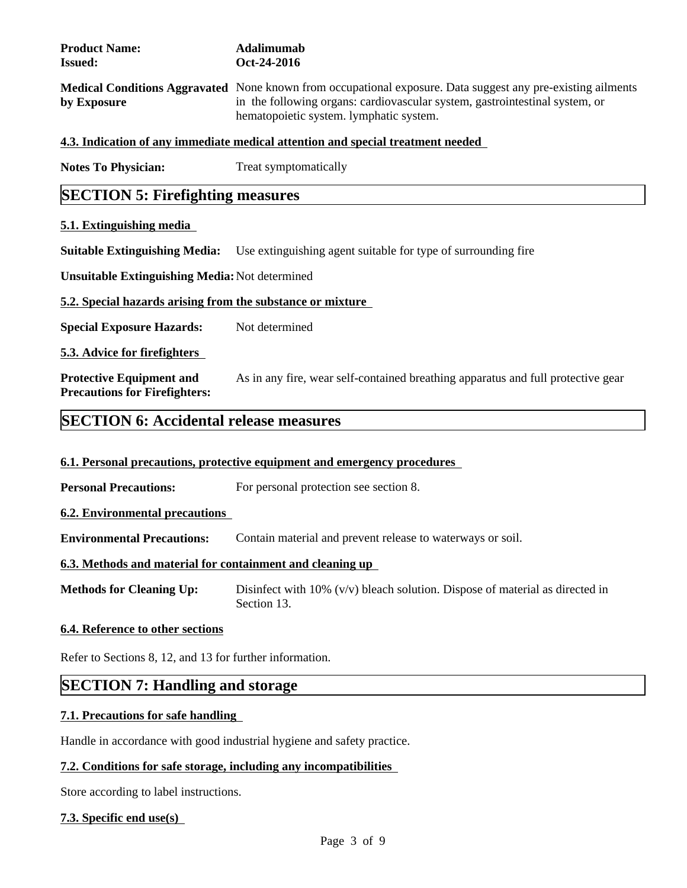**Product Name:** Adalimumab
**Issued:** Oct-24-2016

**Medical Conditions Aggravated by Exposure** None known from occupational exposure. Data suggest any pre-existing ailments in the following organs: cardiovascular system, gastrointestinal system, or hematopoietic system. lymphatic system.

### 4.3. Indication of any immediate medical attention and special treatment needed

**Notes To Physician:** Treat symptomatically

## SECTION 5: Firefighting measures

### 5.1. Extinguishing media

**Suitable Extinguishing Media:** Use extinguishing agent suitable for type of surrounding fire

**Unsuitable Extinguishing Media:** Not determined

### 5.2. Special hazards arising from the substance or mixture

**Special Exposure Hazards:** Not determined

### 5.3. Advice for firefighters

**Protective Equipment and Precautions for Firefighters:** As in any fire, wear self-contained breathing apparatus and full protective gear

## SECTION 6: Accidental release measures

### 6.1. Personal precautions, protective equipment and emergency procedures

**Personal Precautions:** For personal protection see section 8.

### 6.2. Environmental precautions

**Environmental Precautions:** Contain material and prevent release to waterways or soil.

### 6.3. Methods and material for containment and cleaning up

**Methods for Cleaning Up:** Disinfect with 10% (v/v) bleach solution. Dispose of material as directed in Section 13.

### 6.4. Reference to other sections

Refer to Sections 8, 12, and 13 for further information.

## SECTION 7: Handling and storage

### 7.1. Precautions for safe handling

Handle in accordance with good industrial hygiene and safety practice.

### 7.2. Conditions for safe storage, including any incompatibilities

Store according to label instructions.

### 7.3. Specific end use(s)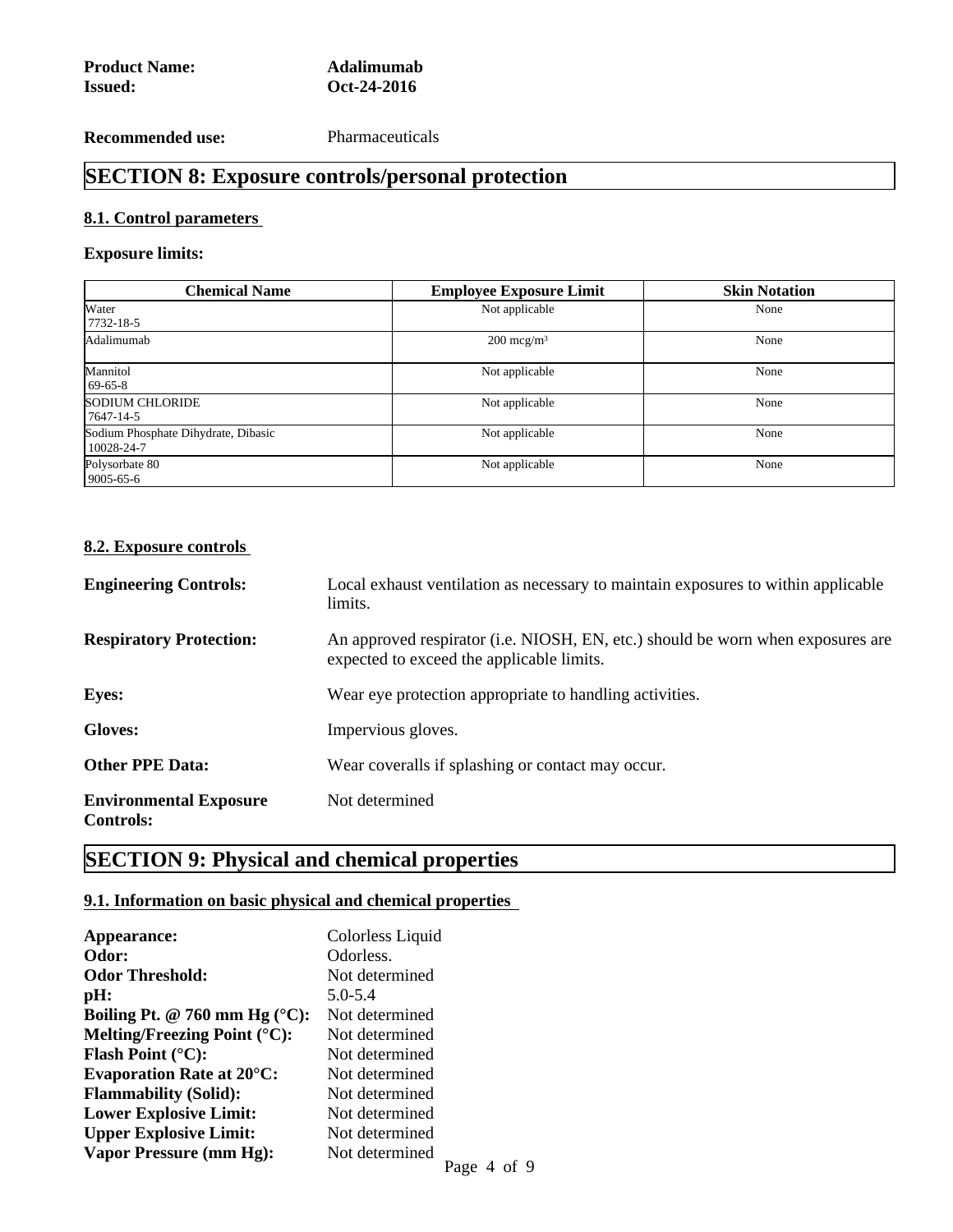**Product Name:** Adalimumab
**Issued:** Oct-24-2016

**Recommended use:** Pharmaceuticals

# SECTION 8: Exposure controls/personal protection

## 8.1. Control parameters

**Exposure limits:**

| Chemical Name | Employee Exposure Limit | Skin Notation |
|---|---|---|
| Water<br>7732-18-5 | Not applicable | None |
| Adalimumab | 200 mcg/m³ | None |
| Mannitol<br>69-65-8 | Not applicable | None |
| SODIUM CHLORIDE<br>7647-14-5 | Not applicable | None |
| Sodium Phosphate Dihydrate, Dibasic<br>10028-24-7 | Not applicable | None |
| Polysorbate 80<br>9005-65-6 | Not applicable | None |

## 8.2. Exposure controls

**Engineering Controls:** Local exhaust ventilation as necessary to maintain exposures to within applicable limits.

**Respiratory Protection:** An approved respirator (i.e. NIOSH, EN, etc.) should be worn when exposures are expected to exceed the applicable limits.

**Eyes:** Wear eye protection appropriate to handling activities.

**Gloves:** Impervious gloves.

**Other PPE Data:** Wear coveralls if splashing or contact may occur.

**Environmental Exposure Controls:** Not determined

# SECTION 9: Physical and chemical properties

## 9.1. Information on basic physical and chemical properties

**Appearance:** Colorless Liquid
**Odor:** Odorless.
**Odor Threshold:** Not determined
**pH:** 5.0-5.4
**Boiling Pt. @ 760 mm Hg (°C):** Not determined
**Melting/Freezing Point (°C):** Not determined
**Flash Point (°C):** Not determined
**Evaporation Rate at 20°C:** Not determined
**Flammability (Solid):** Not determined
**Lower Explosive Limit:** Not determined
**Upper Explosive Limit:** Not determined
**Vapor Pressure (mm Hg):** Not determined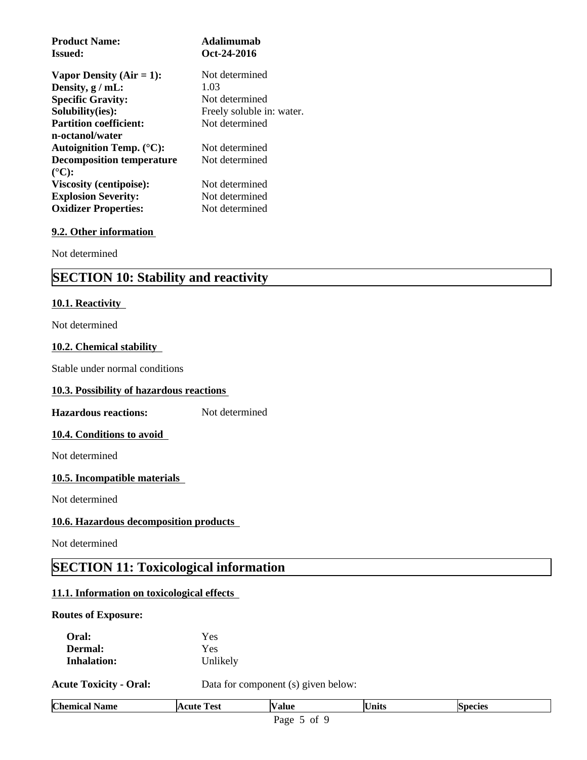**Product Name:** Adalimumab
**Issued:** Oct-24-2016

| | |
|---|---|
| **Vapor Density (Air = 1):** | Not determined |
| **Density, g / mL:** | 1.03 |
| **Specific Gravity:** | Not determined |
| **Solubility(ies):** | Freely soluble in: water. |
| **Partition coefficient: n-octanol/water** | Not determined |
| **Autoignition Temp. (°C):** | Not determined |
| **Decomposition temperature (°C):** | Not determined |
| **Viscosity (centipoise):** | Not determined |
| **Explosion Severity:** | Not determined |
| **Oxidizer Properties:** | Not determined |

### 9.2. Other information

Not determined

## SECTION 10: Stability and reactivity

### 10.1. Reactivity

Not determined

### 10.2. Chemical stability

Stable under normal conditions

### 10.3. Possibility of hazardous reactions

**Hazardous reactions:** Not determined

### 10.4. Conditions to avoid

Not determined

### 10.5. Incompatible materials

Not determined

### 10.6. Hazardous decomposition products

Not determined

## SECTION 11: Toxicological information

### 11.1. Information on toxicological effects

**Routes of Exposure:**

| | |
|---|---|
| **Oral:** | Yes |
| **Dermal:** | Yes |
| **Inhalation:** | Unlikely |

**Acute Toxicity - Oral:** Data for component (s) given below:

| Chemical Name | Acute Test | Value | Units | Species |
|---|---|---|---|---|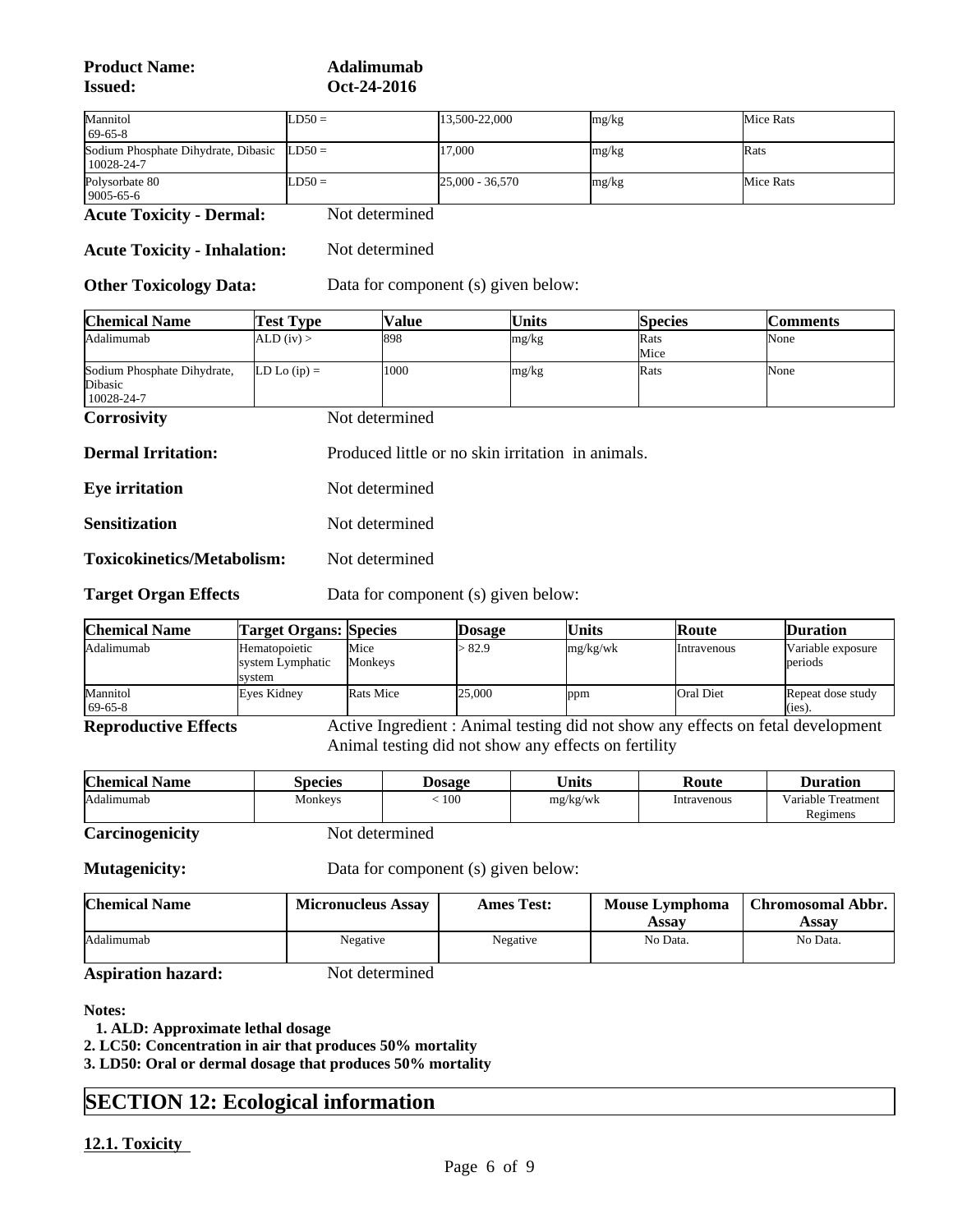**Product Name:** Adalimumab
**Issued:** Oct-24-2016

| Mannitol 69-65-8 | LD50 = | 13,500-22,000 | mg/kg | Mice Rats |
|---|---|---|---|---|
| Sodium Phosphate Dihydrate, Dibasic 10028-24-7 | LD50 = | 17,000 | mg/kg | Rats |
| Polysorbate 80 9005-65-6 | LD50 = | 25,000 - 36,570 | mg/kg | Mice Rats |

**Acute Toxicity - Dermal:** Not determined

**Acute Toxicity - Inhalation:** Not determined

**Other Toxicology Data:** Data for component (s) given below:

| Chemical Name | Test Type | Value | Units | Species | Comments |
|---|---|---|---|---|---|
| Adalimumab | ALD (iv) > | 898 | mg/kg | Rats Mice | None |
| Sodium Phosphate Dihydrate, Dibasic 10028-24-7 | LD Lo (ip) = | 1000 | mg/kg | Rats | None |

**Corrosivity** Not determined

**Dermal Irritation:** Produced little or no skin irritation in animals.

**Eye irritation** Not determined

**Sensitization** Not determined

**Toxicokinetics/Metabolism:** Not determined

**Target Organ Effects** Data for component (s) given below:

| Chemical Name | Target Organs: | Species | Dosage | Units | Route | Duration |
|---|---|---|---|---|---|---|
| Adalimumab | Hematopoietic system Lymphatic system | Mice Monkeys | > 82.9 | mg/kg/wk | Intravenous | Variable exposure periods |
| Mannitol 69-65-8 | Eyes Kidney | Rats Mice | 25,000 | ppm | Oral Diet | Repeat dose study (ies). |

**Reproductive Effects** Active Ingredient : Animal testing did not show any effects on fetal development Animal testing did not show any effects on fertility

| Chemical Name | Species | Dosage | Units | Route | Duration |
|---|---|---|---|---|---|
| Adalimumab | Monkeys | < 100 | mg/kg/wk | Intravenous | Variable Treatment Regimens |

**Carcinogenicity** Not determined

**Mutagenicity:** Data for component (s) given below:

| Chemical Name | Micronucleus Assay | Ames Test: | Mouse Lymphoma Assay | Chromosomal Abbr. Assay |
|---|---|---|---|---|
| Adalimumab | Negative | Negative | No Data. | No Data. |

**Aspiration hazard:** Not determined

**Notes:**

1. **ALD: Approximate lethal dosage**
2. **LC50: Concentration in air that produces 50% mortality**
3. **LD50: Oral or dermal dosage that produces 50% mortality**

# SECTION 12: Ecological information

**12.1. Toxicity**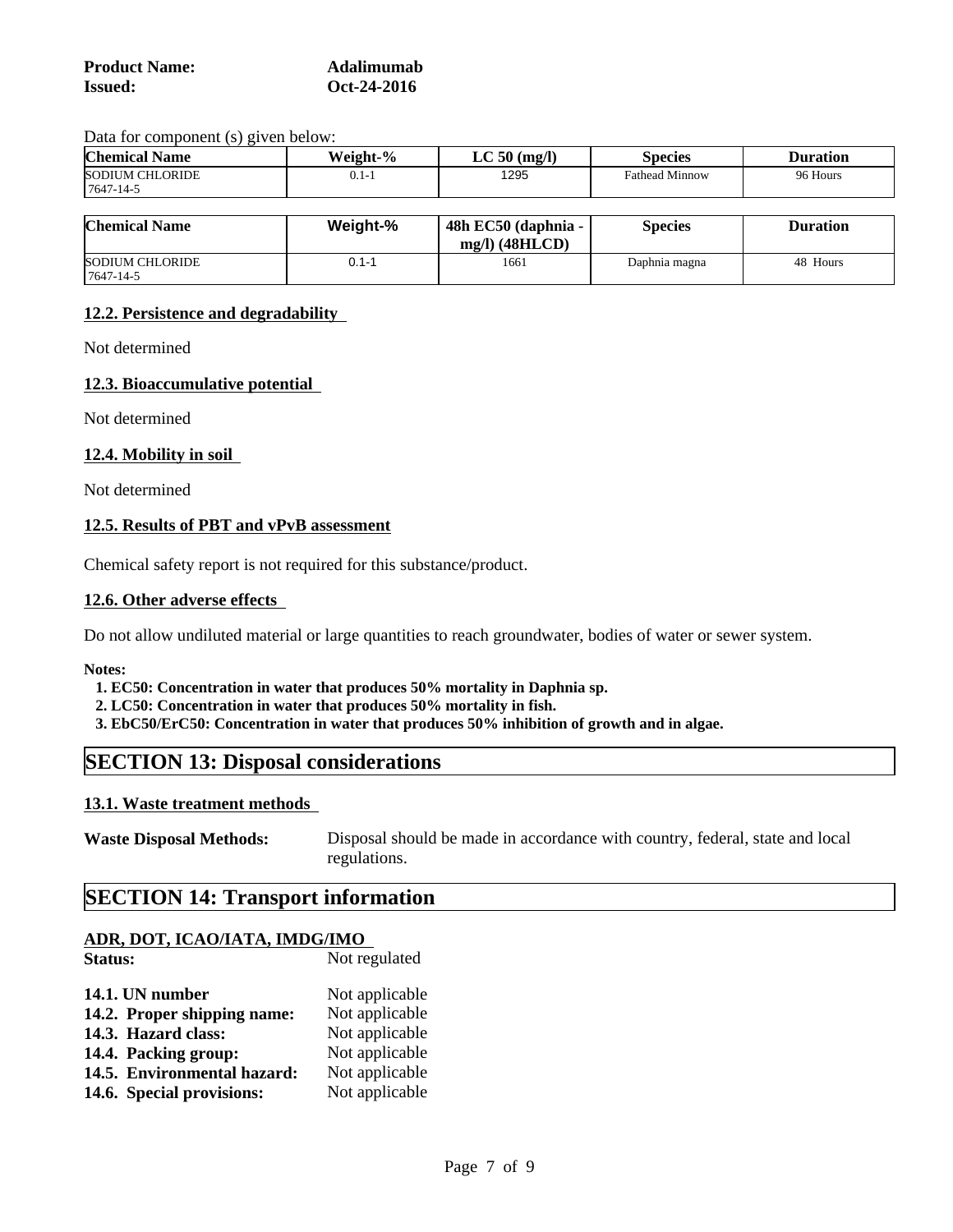**Product Name:** Adalimumab
**Issued:** Oct-24-2016

Data for component (s) given below:

| Chemical Name | Weight-% | LC 50 (mg/l) | Species | Duration |
|---|---|---|---|---|
| SODIUM CHLORIDE 7647-14-5 | 0.1-1 | 1295 | Fathead Minnow | 96 Hours |

| Chemical Name | Weight-% | 48h EC50 (daphnia - mg/l) (48HLCD) | Species | Duration |
|---|---|---|---|---|
| SODIUM CHLORIDE 7647-14-5 | 0.1-1 | 1661 | Daphnia magna | 48 Hours |

### 12.2. Persistence and degradability

Not determined

### 12.3. Bioaccumulative potential

Not determined

### 12.4. Mobility in soil

Not determined

### 12.5. Results of PBT and vPvB assessment

Chemical safety report is not required for this substance/product.

### 12.6. Other adverse effects

Do not allow undiluted material or large quantities to reach groundwater, bodies of water or sewer system.

**Notes:**

1. **EC50: Concentration in water that produces 50% mortality in Daphnia sp.**
2. **LC50: Concentration in water that produces 50% mortality in fish.**
3. **EbC50/ErC50: Concentration in water that produces 50% inhibition of growth and in algae.**

## SECTION 13: Disposal considerations

### 13.1. Waste treatment methods

**Waste Disposal Methods:** Disposal should be made in accordance with country, federal, state and local regulations.

## SECTION 14: Transport information

### ADR, DOT, ICAO/IATA, IMDG/IMO

**Status:** Not regulated

**14.1. UN number** Not applicable
**14.2. Proper shipping name:** Not applicable
**14.3. Hazard class:** Not applicable
**14.4. Packing group:** Not applicable
**14.5. Environmental hazard:** Not applicable
**14.6. Special provisions:** Not applicable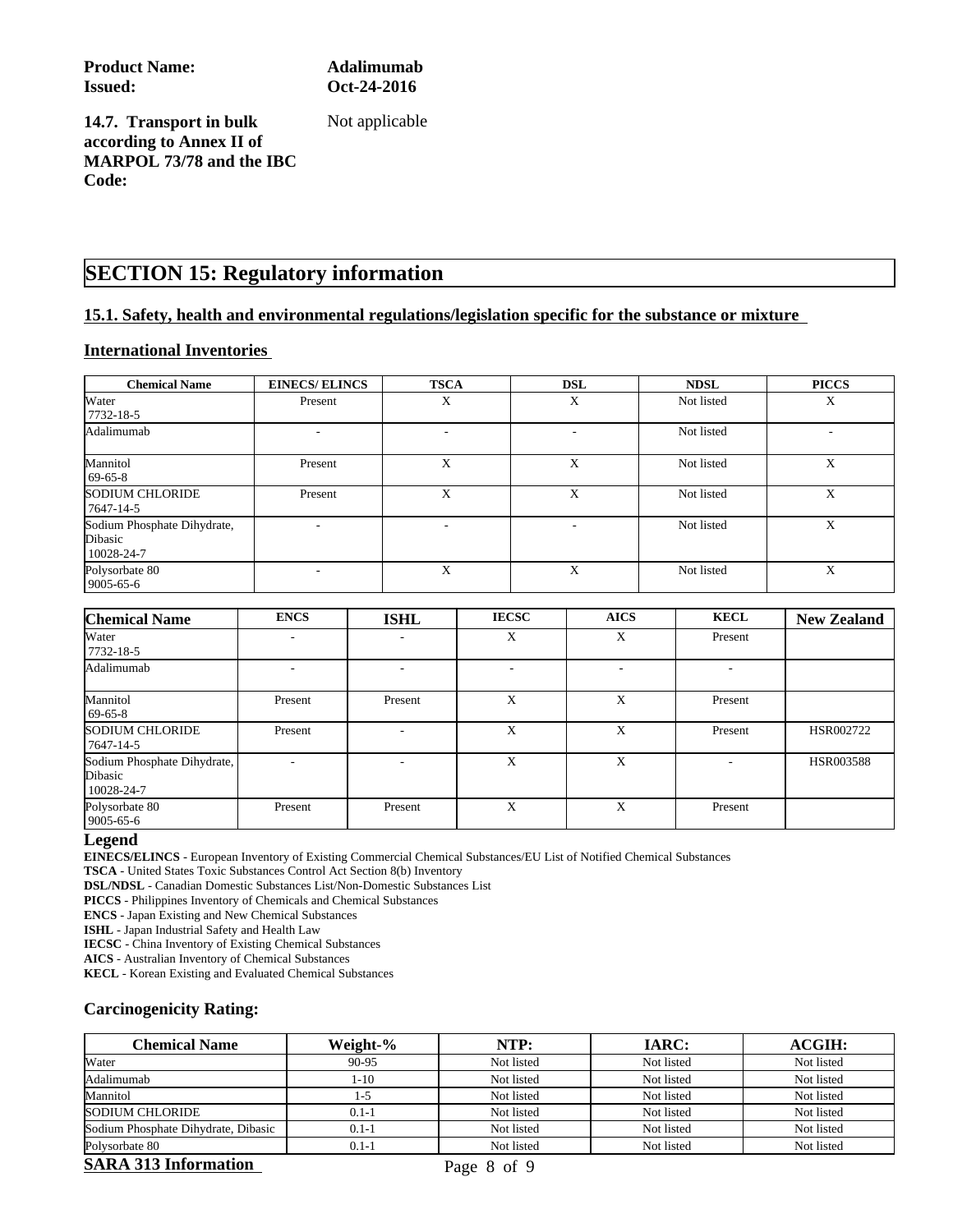**Product Name:** **Adalimumab**
**Issued:** **Oct-24-2016**

**14.7. Transport in bulk according to Annex II of MARPOL 73/78 and the IBC Code:** Not applicable

# SECTION 15: Regulatory information

## 15.1. Safety, health and environmental regulations/legislation specific for the substance or mixture

### International Inventories

| Chemical Name | EINECS/ ELINCS | TSCA | DSL | NDSL | PICCS |
|---|---|---|---|---|---|
| Water 7732-18-5 | Present | X | X | Not listed | X |
| Adalimumab | - | - | - | Not listed | - |
| Mannitol 69-65-8 | Present | X | X | Not listed | X |
| SODIUM CHLORIDE 7647-14-5 | Present | X | X | Not listed | X |
| Sodium Phosphate Dihydrate, Dibasic 10028-24-7 | - | - | - | Not listed | X |
| Polysorbate 80 9005-65-6 | - | X | X | Not listed | X |

| Chemical Name | ENCS | ISHL | IECSC | AICS | KECL | New Zealand |
|---|---|---|---|---|---|---|
| Water 7732-18-5 | - | - | X | X | Present | |
| Adalimumab | - | - | - | - | - | |
| Mannitol 69-65-8 | Present | Present | X | X | Present | |
| SODIUM CHLORIDE 7647-14-5 | Present | - | X | X | Present | HSR002722 |
| Sodium Phosphate Dihydrate, Dibasic 10028-24-7 | - | - | X | X | - | HSR003588 |
| Polysorbate 80 9005-65-6 | Present | Present | X | X | Present | |

**Legend**

**EINECS/ELINCS** - European Inventory of Existing Commercial Chemical Substances/EU List of Notified Chemical Substances
**TSCA** - United States Toxic Substances Control Act Section 8(b) Inventory
**DSL/NDSL** - Canadian Domestic Substances List/Non-Domestic Substances List
**PICCS** - Philippines Inventory of Chemicals and Chemical Substances
**ENCS** - Japan Existing and New Chemical Substances
**ISHL** - Japan Industrial Safety and Health Law
**IECSC** - China Inventory of Existing Chemical Substances
**AICS** - Australian Inventory of Chemical Substances
**KECL** - Korean Existing and Evaluated Chemical Substances

### Carcinogenicity Rating:

| Chemical Name | Weight-% | NTP: | IARC: | ACGIH: |
|---|---|---|---|---|
| Water | 90-95 | Not listed | Not listed | Not listed |
| Adalimumab | 1-10 | Not listed | Not listed | Not listed |
| Mannitol | 1-5 | Not listed | Not listed | Not listed |
| SODIUM CHLORIDE | 0.1-1 | Not listed | Not listed | Not listed |
| Sodium Phosphate Dihydrate, Dibasic | 0.1-1 | Not listed | Not listed | Not listed |
| Polysorbate 80 | 0.1-1 | Not listed | Not listed | Not listed |

### SARA 313 Information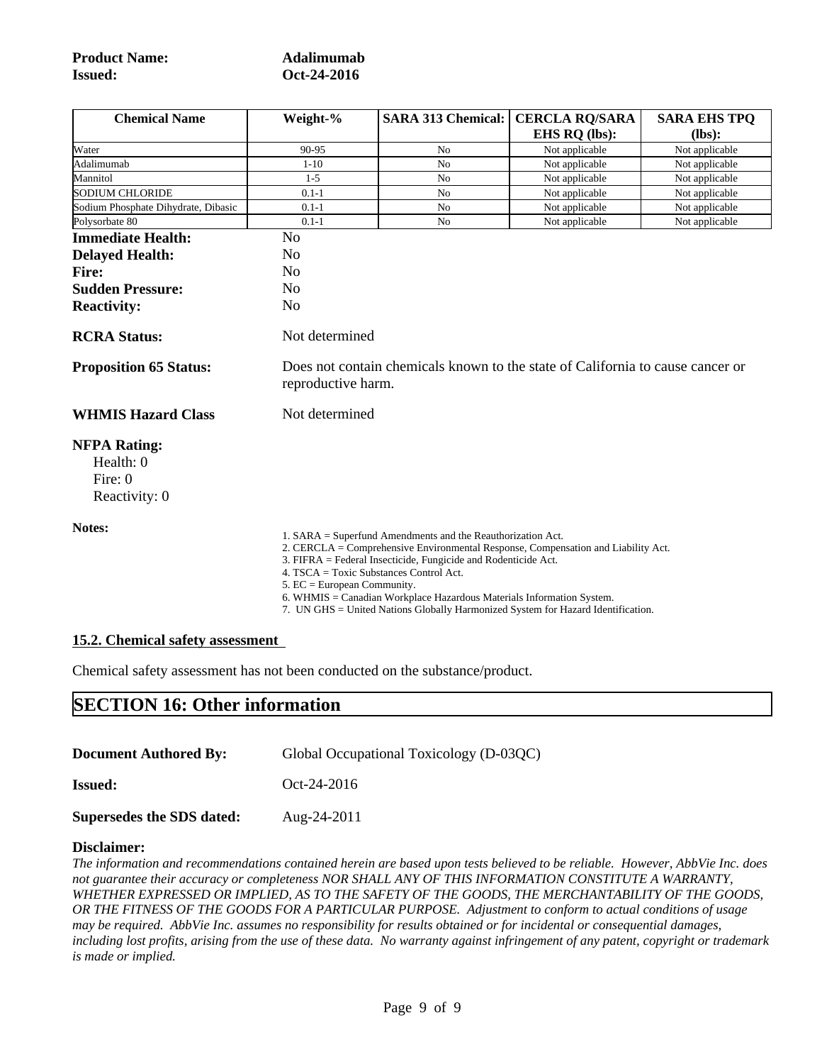**Product Name:** Adalimumab
**Issued:** Oct-24-2016

| Chemical Name | Weight-% | SARA 313 Chemical: | CERCLA RQ/SARA EHS RQ (lbs): | SARA EHS TPQ (lbs): |
|---|---|---|---|---|
| Water | 90-95 | No | Not applicable | Not applicable |
| Adalimumab | 1-10 | No | Not applicable | Not applicable |
| Mannitol | 1-5 | No | Not applicable | Not applicable |
| SODIUM CHLORIDE | 0.1-1 | No | Not applicable | Not applicable |
| Sodium Phosphate Dihydrate, Dibasic | 0.1-1 | No | Not applicable | Not applicable |
| Polysorbate 80 | 0.1-1 | No | Not applicable | Not applicable |

**Immediate Health:** No
**Delayed Health:** No
**Fire:** No
**Sudden Pressure:** No
**Reactivity:** No

**RCRA Status:** Not determined

**Proposition 65 Status:** Does not contain chemicals known to the state of California to cause cancer or reproductive harm.

**WHMIS Hazard Class** Not determined

**NFPA Rating:**
Health: 0
Fire: 0
Reactivity: 0

**Notes:**

1. SARA = Superfund Amendments and the Reauthorization Act.
2. CERCLA = Comprehensive Environmental Response, Compensation and Liability Act.
3. FIFRA = Federal Insecticide, Fungicide and Rodenticide Act.
4. TSCA = Toxic Substances Control Act.
5. EC = European Community.
6. WHMIS = Canadian Workplace Hazardous Materials Information System.
7. UN GHS = United Nations Globally Harmonized System for Hazard Identification.

### 15.2. Chemical safety assessment

Chemical safety assessment has not been conducted on the substance/product.

## SECTION 16: Other information

**Document Authored By:** Global Occupational Toxicology (D-03QC)

**Issued:** Oct-24-2016

**Supersedes the SDS dated:** Aug-24-2011

**Disclaimer:**
*The information and recommendations contained herein are based upon tests believed to be reliable. However, AbbVie Inc. does not guarantee their accuracy or completeness NOR SHALL ANY OF THIS INFORMATION CONSTITUTE A WARRANTY, WHETHER EXPRESSED OR IMPLIED, AS TO THE SAFETY OF THE GOODS, THE MERCHANTABILITY OF THE GOODS, OR THE FITNESS OF THE GOODS FOR A PARTICULAR PURPOSE. Adjustment to conform to actual conditions of usage may be required. AbbVie Inc. assumes no responsibility for results obtained or for incidental or consequential damages, including lost profits, arising from the use of these data. No warranty against infringement of any patent, copyright or trademark is made or implied.*